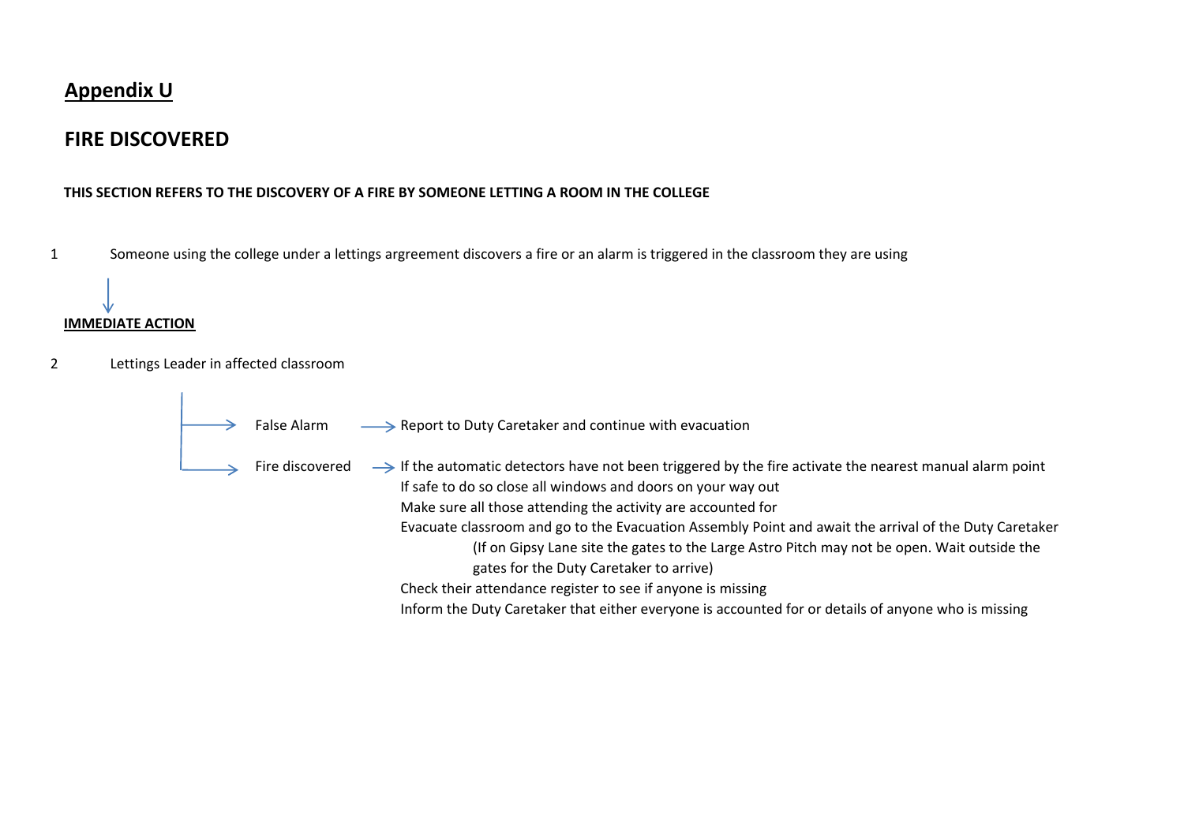# **Appendix U**

## FIRE DISCOVERED

**THIS SECTION REFERS TO THE DISCOVERY OF A FIRE BY SOMEONE LETTING A ROOM IN THE COLLEGE**

1 Someone using the college under a lettings argreement discovers a fire or an alarm is triggered in the classroom they are using

↓

**IMMEDIATE ACTION**

2 Lettings Leader in affected classroom

- → False Alarm → Report to Duty Caretaker and continue with evacuation
- → Fire discovered → If the automatic detectors have not been triggered by the fire activate the nearest manual alarm point
  - If safe to do so close all windows and doors on your way out
  - Make sure all those attending the activity are accounted for
  - Evacuate classroom and go to the Evacuation Assembly Point and await the arrival of the Duty Caretaker
    - (If on Gipsy Lane site the gates to the Large Astro Pitch may not be open. Wait outside the gates for the Duty Caretaker to arrive)
  - Check their attendance register to see if anyone is missing
  - Inform the Duty Caretaker that either everyone is accounted for or details of anyone who is missing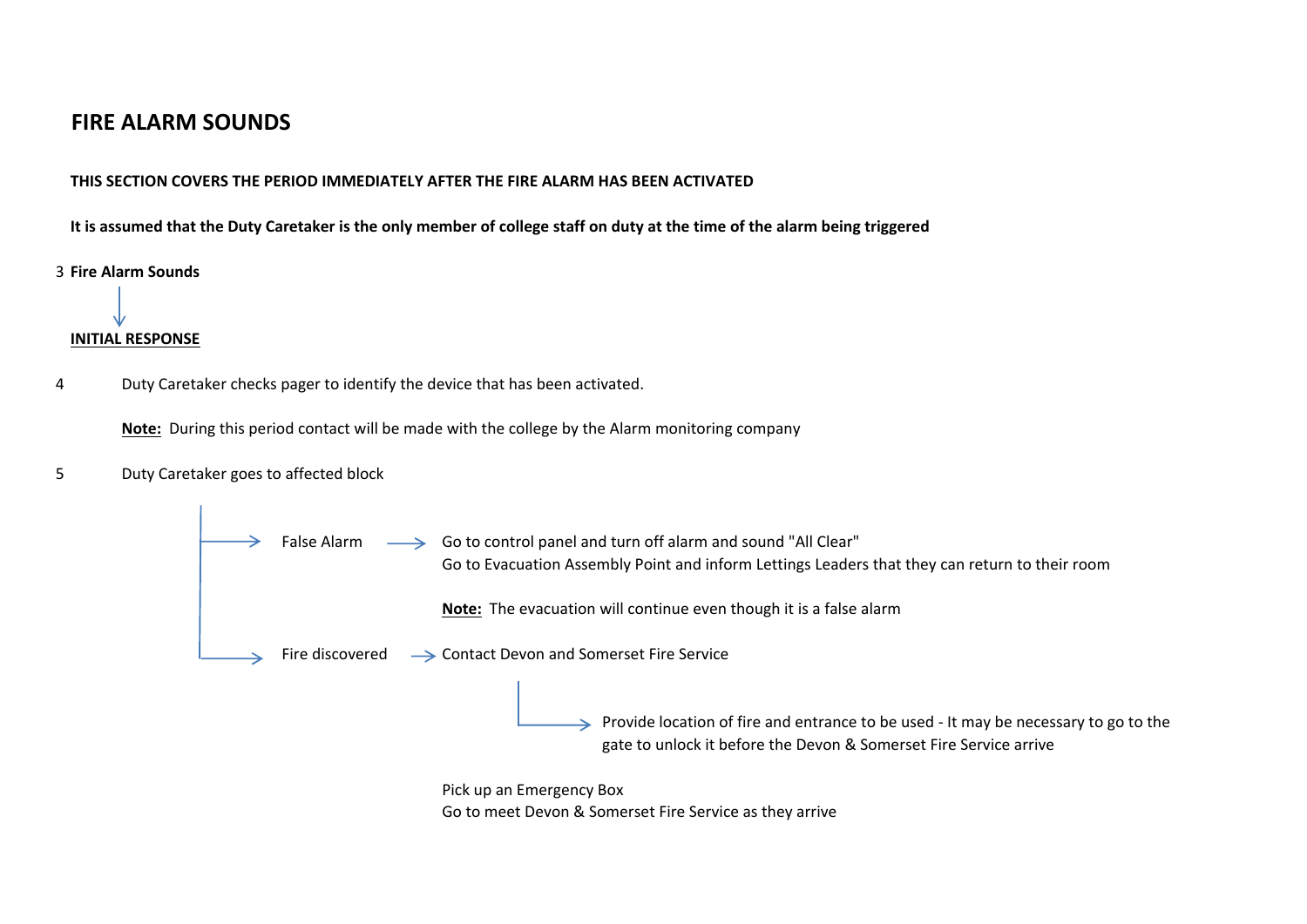# FIRE ALARM SOUNDS

**THIS SECTION COVERS THE PERIOD IMMEDIATELY AFTER THE FIRE ALARM HAS BEEN ACTIVATED**

**It is assumed that the Duty Caretaker is the only member of college staff on duty at the time of the alarm being triggered**

3 **Fire Alarm Sounds**

↓

**<u>INITIAL RESPONSE</u>**

4 Duty Caretaker checks pager to identify the device that has been activated.

**<u>Note:</u>** During this period contact will be made with the college by the Alarm monitoring company

5 Duty Caretaker goes to affected block

- → False Alarm → Go to control panel and turn off alarm and sound "All Clear"
  Go to Evacuation Assembly Point and inform Lettings Leaders that they can return to their room

  **<u>Note:</u>** The evacuation will continue even though it is a false alarm

- → Fire discovered → Contact Devon and Somerset Fire Service

  → Provide location of fire and entrance to be used - It may be necessary to go to the gate to unlock it before the Devon & Somerset Fire Service arrive

  Pick up an Emergency Box
  Go to meet Devon & Somerset Fire Service as they arrive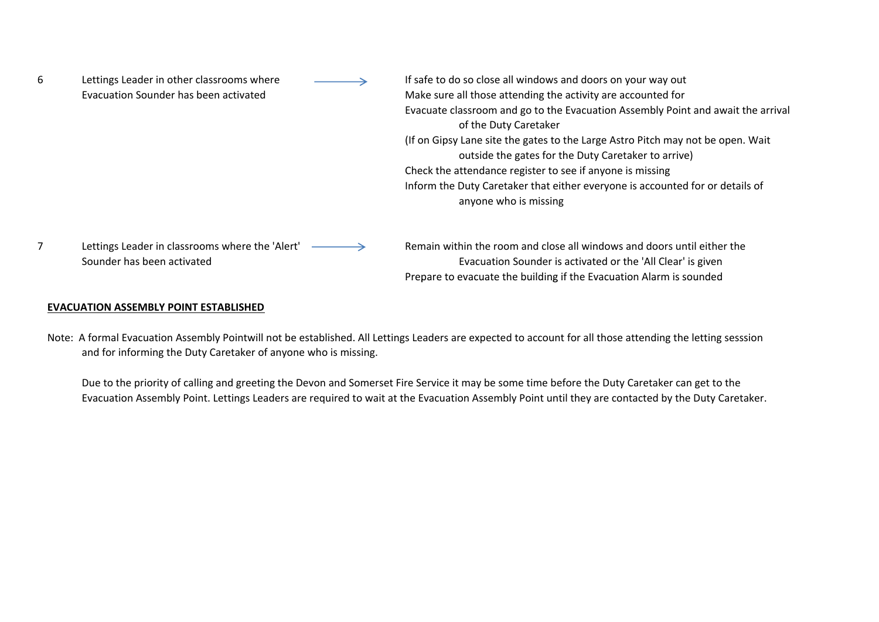| | | | |
|---|---|---|---|
| 6 | Lettings Leader in other classrooms where Evacuation Sounder has been activated | → | If safe to do so close all windows and doors on your way out<br>Make sure all those attending the activity are accounted for<br>Evacuate classroom and go to the Evacuation Assembly Point and await the arrival of the Duty Caretaker<br>(If on Gipsy Lane site the gates to the Large Astro Pitch may not be open. Wait outside the gates for the Duty Caretaker to arrive)<br>Check the attendance register to see if anyone is missing<br>Inform the Duty Caretaker that either everyone is accounted for or details of anyone who is missing |
| 7 | Lettings Leader in classrooms where the 'Alert' Sounder has been activated | → | Remain within the room and close all windows and doors until either the Evacuation Sounder is activated or the 'All Clear' is given<br>Prepare to evacuate the building if the Evacuation Alarm is sounded |

**EVACUATION ASSEMBLY POINT ESTABLISHED**

Note: A formal Evacuation Assembly Pointwill not be established. All Lettings Leaders are expected to account for all those attending the letting sesssion and for informing the Duty Caretaker of anyone who is missing.

Due to the priority of calling and greeting the Devon and Somerset Fire Service it may be some time before the Duty Caretaker can get to the Evacuation Assembly Point. Lettings Leaders are required to wait at the Evacuation Assembly Point until they are contacted by the Duty Caretaker.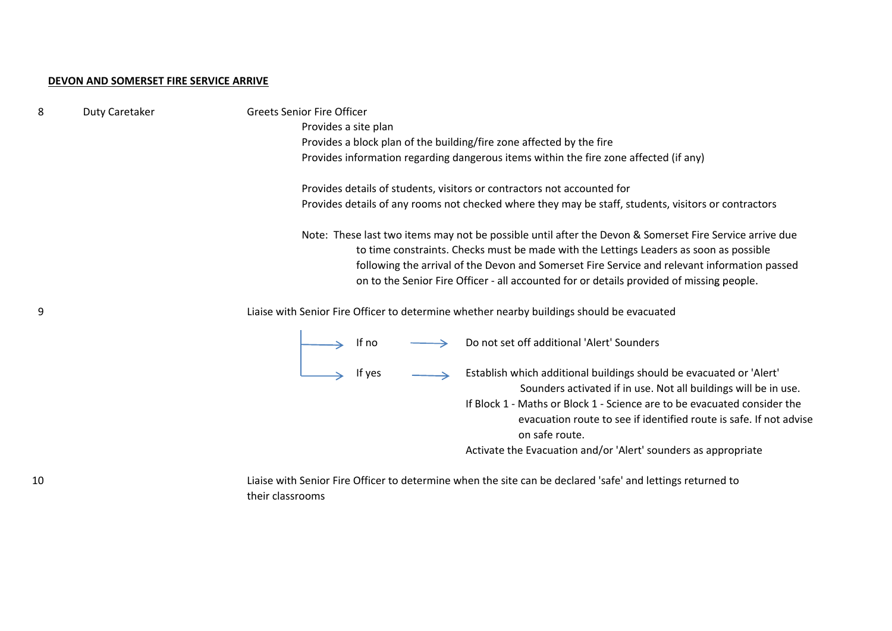**DEVON AND SOMERSET FIRE SERVICE ARRIVE**

| | | |
|---|---|---|
| 8 | Duty Caretaker | Greets Senior Fire Officer<br>Provides a site plan<br>Provides a block plan of the building/fire zone affected by the fire<br>Provides information regarding dangerous items within the fire zone affected (if any)<br><br>Provides details of students, visitors or contractors not accounted for<br>Provides details of any rooms not checked where they may be staff, students, visitors or contractors<br><br>Note: These last two items may not be possible until after the Devon & Somerset Fire Service arrive due to time constraints. Checks must be made with the Lettings Leaders as soon as possible following the arrival of the Devon and Somerset Fire Service and relevant information passed on to the Senior Fire Officer - all accounted for or details provided of missing people. |
| 9 | | Liaise with Senior Fire Officer to determine whether nearby buildings should be evacuated<br><br>→ If no → Do not set off additional 'Alert' Sounders<br><br>→ If yes → Establish which additional buildings should be evacuated or 'Alert' Sounders activated if in use. Not all buildings will be in use.<br>If Block 1 - Maths or Block 1 - Science are to be evacuated consider the evacuation route to see if identified route is safe. If not advise on safe route.<br>Activate the Evacuation and/or 'Alert' sounders as appropriate |
| 10 | | Liaise with Senior Fire Officer to determine when the site can be declared 'safe' and lettings returned to their classrooms |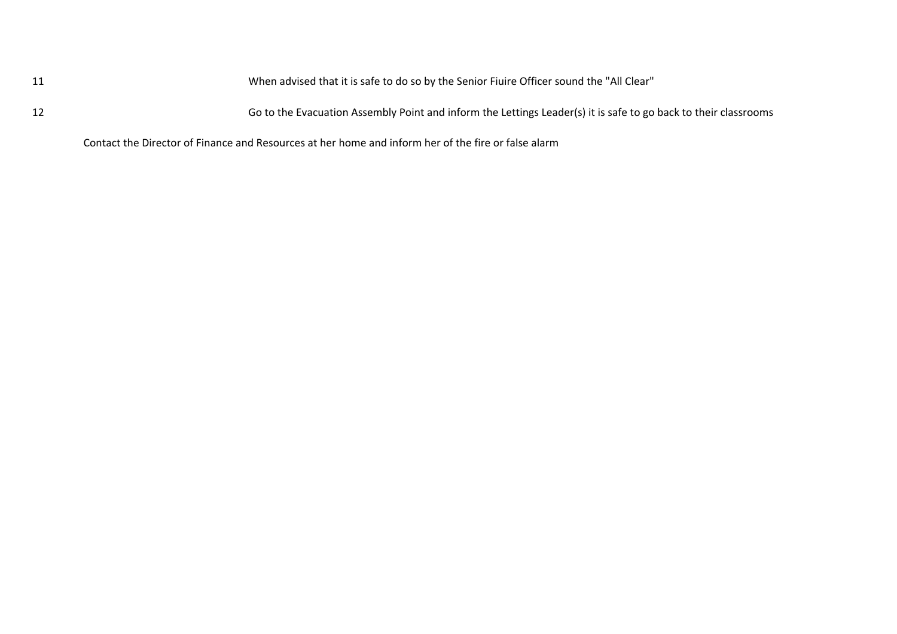| | |
|---|---|
| 11 | When advised that it is safe to do so by the Senior Fiuire Officer sound the "All Clear" |
| 12 | Go to the Evacuation Assembly Point and inform the Lettings Leader(s) it is safe to go back to their classrooms |

Contact the Director of Finance and Resources at her home and inform her of the fire or false alarm